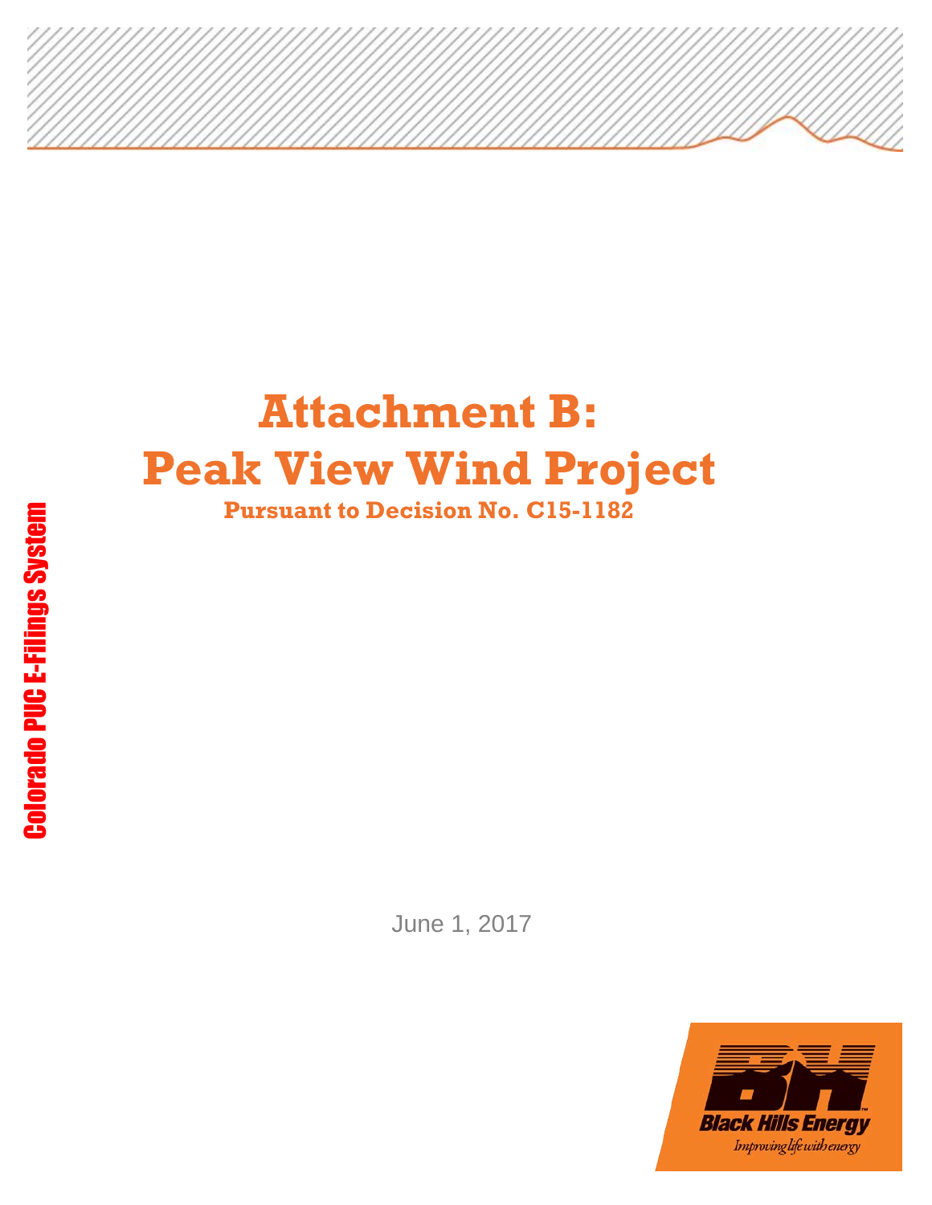# Attachment B:
# Peak View Wind Project

**Pursuant to Decision No. C15-1182**

June 1, 2017

Black Hills Energy

*Improving life with energy*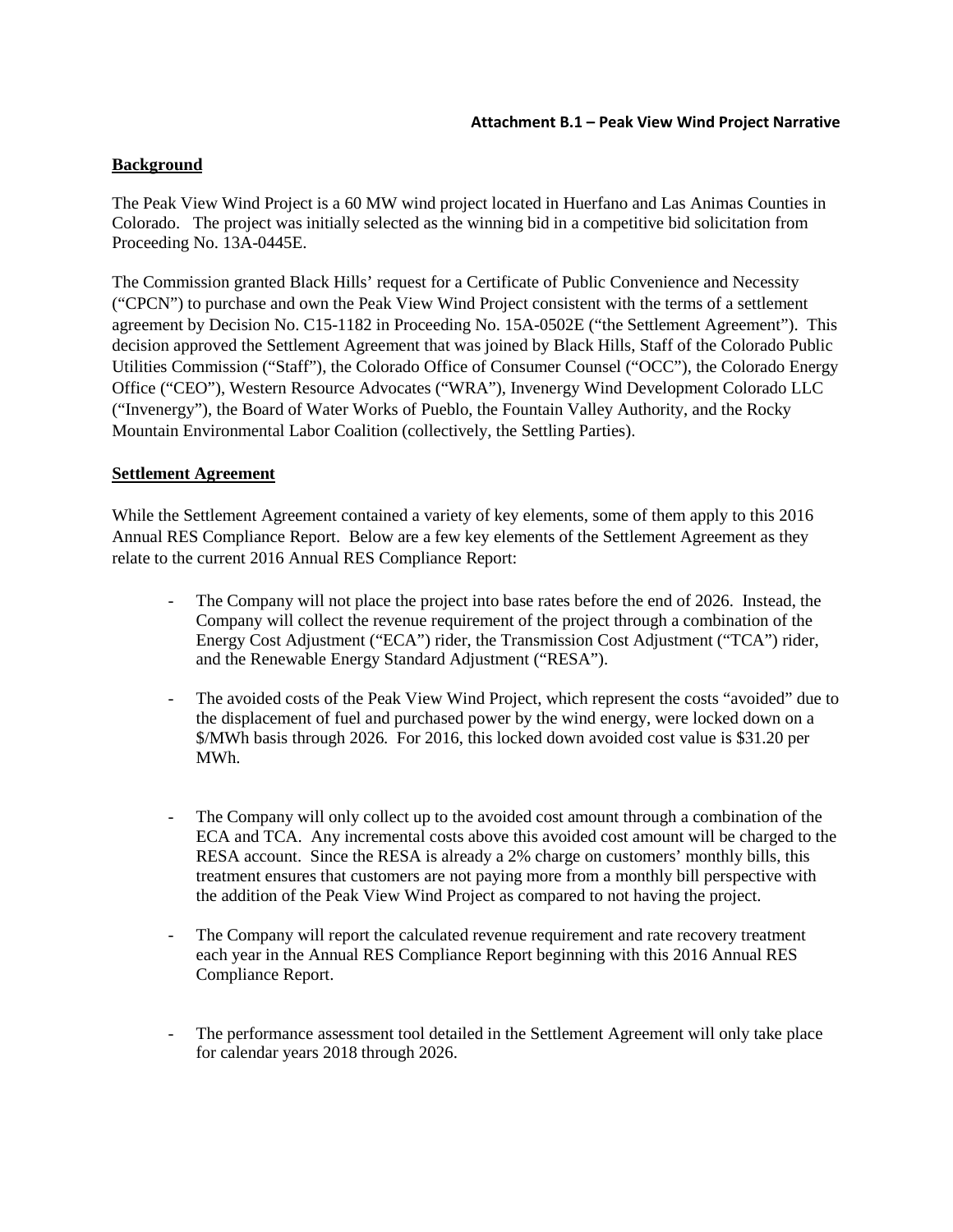**Attachment B.1 – Peak View Wind Project Narrative**

## Background

The Peak View Wind Project is a 60 MW wind project located in Huerfano and Las Animas Counties in Colorado. The project was initially selected as the winning bid in a competitive bid solicitation from Proceeding No. 13A-0445E.

The Commission granted Black Hills' request for a Certificate of Public Convenience and Necessity ("CPCN") to purchase and own the Peak View Wind Project consistent with the terms of a settlement agreement by Decision No. C15-1182 in Proceeding No. 15A-0502E ("the Settlement Agreement"). This decision approved the Settlement Agreement that was joined by Black Hills, Staff of the Colorado Public Utilities Commission ("Staff"), the Colorado Office of Consumer Counsel ("OCC"), the Colorado Energy Office ("CEO"), Western Resource Advocates ("WRA"), Invenergy Wind Development Colorado LLC ("Invenergy"), the Board of Water Works of Pueblo, the Fountain Valley Authority, and the Rocky Mountain Environmental Labor Coalition (collectively, the Settling Parties).

## Settlement Agreement

While the Settlement Agreement contained a variety of key elements, some of them apply to this 2016 Annual RES Compliance Report. Below are a few key elements of the Settlement Agreement as they relate to the current 2016 Annual RES Compliance Report:

- The Company will not place the project into base rates before the end of 2026. Instead, the Company will collect the revenue requirement of the project through a combination of the Energy Cost Adjustment ("ECA") rider, the Transmission Cost Adjustment ("TCA") rider, and the Renewable Energy Standard Adjustment ("RESA").

- The avoided costs of the Peak View Wind Project, which represent the costs "avoided" due to the displacement of fuel and purchased power by the wind energy, were locked down on a $/MWh basis through 2026. For 2016, this locked down avoided cost value is $31.20 per MWh.

- The Company will only collect up to the avoided cost amount through a combination of the ECA and TCA. Any incremental costs above this avoided cost amount will be charged to the RESA account. Since the RESA is already a 2% charge on customers' monthly bills, this treatment ensures that customers are not paying more from a monthly bill perspective with the addition of the Peak View Wind Project as compared to not having the project.

- The Company will report the calculated revenue requirement and rate recovery treatment each year in the Annual RES Compliance Report beginning with this 2016 Annual RES Compliance Report.

- The performance assessment tool detailed in the Settlement Agreement will only take place for calendar years 2018 through 2026.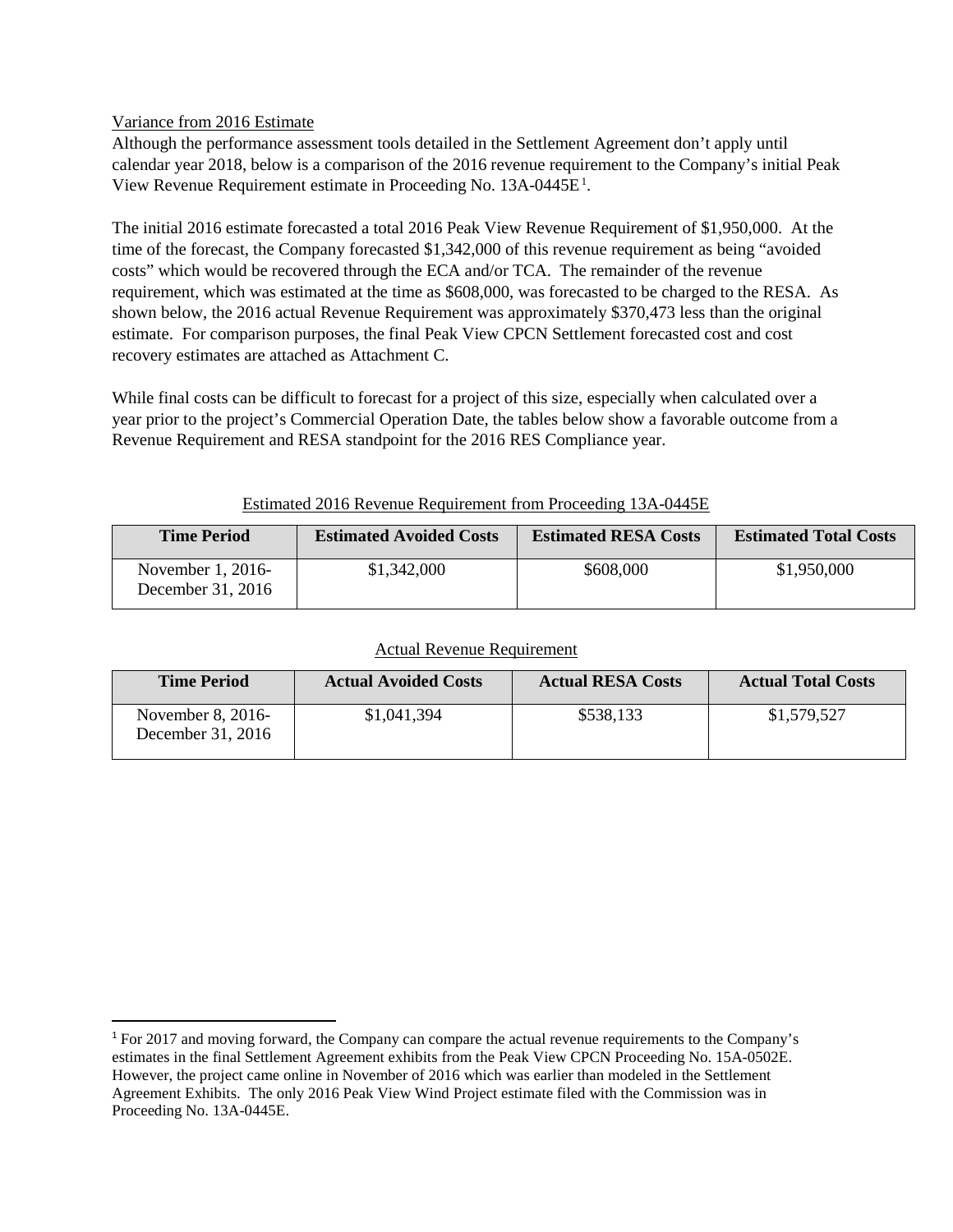Variance from 2016 Estimate

Although the performance assessment tools detailed in the Settlement Agreement don't apply until calendar year 2018, below is a comparison of the 2016 revenue requirement to the Company's initial Peak View Revenue Requirement estimate in Proceeding No. 13A-0445E[1].

The initial 2016 estimate forecasted a total 2016 Peak View Revenue Requirement of $1,950,000. At the time of the forecast, the Company forecasted $1,342,000 of this revenue requirement as being "avoided costs" which would be recovered through the ECA and/or TCA. The remainder of the revenue requirement, which was estimated at the time as $608,000, was forecasted to be charged to the RESA. As shown below, the 2016 actual Revenue Requirement was approximately $370,473 less than the original estimate. For comparison purposes, the final Peak View CPCN Settlement forecasted cost and cost recovery estimates are attached as Attachment C.

While final costs can be difficult to forecast for a project of this size, especially when calculated over a year prior to the project's Commercial Operation Date, the tables below show a favorable outcome from a Revenue Requirement and RESA standpoint for the 2016 RES Compliance year.

Estimated 2016 Revenue Requirement from Proceeding 13A-0445E

| Time Period | Estimated Avoided Costs | Estimated RESA Costs | Estimated Total Costs |
|---|---|---|---|
| November 1, 2016- December 31, 2016 | $1,342,000 | $608,000 | $1,950,000 |

Actual Revenue Requirement

| Time Period | Actual Avoided Costs | Actual RESA Costs | Actual Total Costs |
|---|---|---|---|
| November 8, 2016- December 31, 2016 | $1,041,394 | $538,133 | $1,579,527 |

[1] For 2017 and moving forward, the Company can compare the actual revenue requirements to the Company's estimates in the final Settlement Agreement exhibits from the Peak View CPCN Proceeding No. 15A-0502E. However, the project came online in November of 2016 which was earlier than modeled in the Settlement Agreement Exhibits. The only 2016 Peak View Wind Project estimate filed with the Commission was in Proceeding No. 13A-0445E.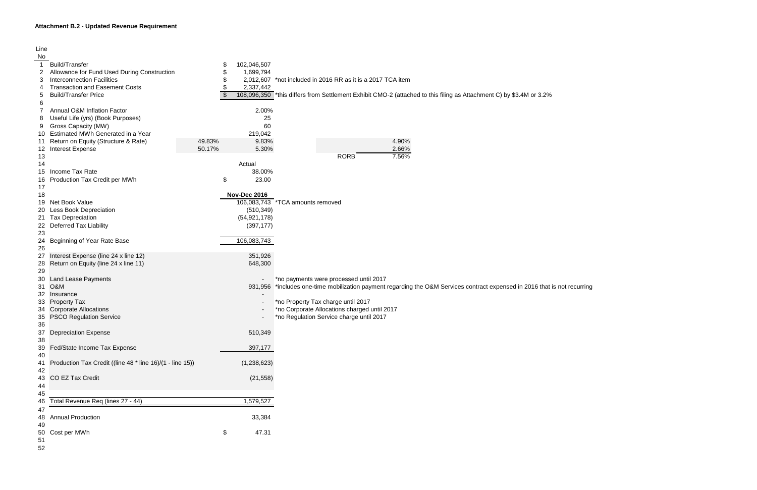**Attachment B.2 - Updated Revenue Requirement**

| Line No | | | | | | | |
|---|---|---|---|---|---|---|---|
| 1 | Build/Transfer | | $ | 102,046,507 | | | |
| 2 | Allowance for Fund Used During Construction | | $ | 1,699,794 | | | |
| 3 | Interconnection Facilities | | $ | 2,012,607 | *not included in 2016 RR as it is a 2017 TCA item | | |
| 4 | Transaction and Easement Costs | | $ | 2,337,442 | | | |
| 5 | Build/Transfer Price | | $ | 108,096,350 | *this differs from Settlement Exhibit CMO-2 (attached to this filing as Attachment C) by $3.4M or 3.2% | | |
| 6 | | | | | | | |
| 7 | Annual O&M Inflation Factor | | | 2.00% | | | |
| 8 | Useful Life (yrs) (Book Purposes) | | | 25 | | | |
| 9 | Gross Capacity (MW) | | | 60 | | | |
| 10 | Estimated MWh Generated in a Year | | | 219,042 | | | |
| 11 | Return on Equity (Structure & Rate) | 49.83% | | 9.83% | | | 4.90% |
| 12 | Interest Expense | 50.17% | | 5.30% | | | 2.66% |
| 13 | | | | | | RORB | 7.56% |
| 14 | | | | Actual | | | |
| 15 | Income Tax Rate | | | 38.00% | | | |
| 16 | Production Tax Credit per MWh | | $ | 23.00 | | | |
| 17 | | | | | | | |
| 18 | | | | **Nov-Dec 2016** | | | |
| 19 | Net Book Value | | | 106,083,743 | *TCA amounts removed | | |
| 20 | Less Book Depreciation | | | (510,349) | | | |
| 21 | Tax Depreciation | | | (54,921,178) | | | |
| 22 | Deferred Tax Liability | | | (397,177) | | | |
| 23 | | | | | | | |
| 24 | Beginning of Year Rate Base | | | 106,083,743 | | | |
| 26 | | | | | | | |
| 27 | Interest Expense (line 24 x line 12) | | | 351,926 | | | |
| 28 | Return on Equity (line 24 x line 11) | | | 648,300 | | | |
| 29 | | | | | | | |
| 30 | Land Lease Payments | | | - | *no payments were processed until 2017 | | |
| 31 | O&M | | | 931,956 | *includes one-time mobilization payment regarding the O&M Services contract expensed in 2016 that is not recurring | | |
| 32 | Insurance | | | - | | | |
| 33 | Property Tax | | | - | *no Property Tax charge until 2017 | | |
| 34 | Corporate Allocations | | | - | *no Corporate Allocations charged until 2017 | | |
| 35 | PSCO Regulation Service | | | - | *no Regulation Service charge until 2017 | | |
| 36 | | | | | | | |
| 37 | Depreciation Expense | | | 510,349 | | | |
| 38 | | | | | | | |
| 39 | Fed/State Income Tax Expense | | | 397,177 | | | |
| 40 | | | | | | | |
| 41 | Production Tax Credit ((line 48 * line 16)/(1 - line 15)) | | | (1,238,623) | | | |
| 42 | | | | | | | |
| 43 | CO EZ Tax Credit | | | (21,558) | | | |
| 44 | | | | | | | |
| 45 | | | | | | | |
| 46 | Total Revenue Req (lines 27 - 44) | | | 1,579,527 | | | |
| 47 | | | | | | | |
| 48 | Annual Production | | | 33,384 | | | |
| 49 | | | | | | | |
| 50 | Cost per MWh | | $ | 47.31 | | | |
| 51 | | | | | | | |
| 52 | | | | | | | |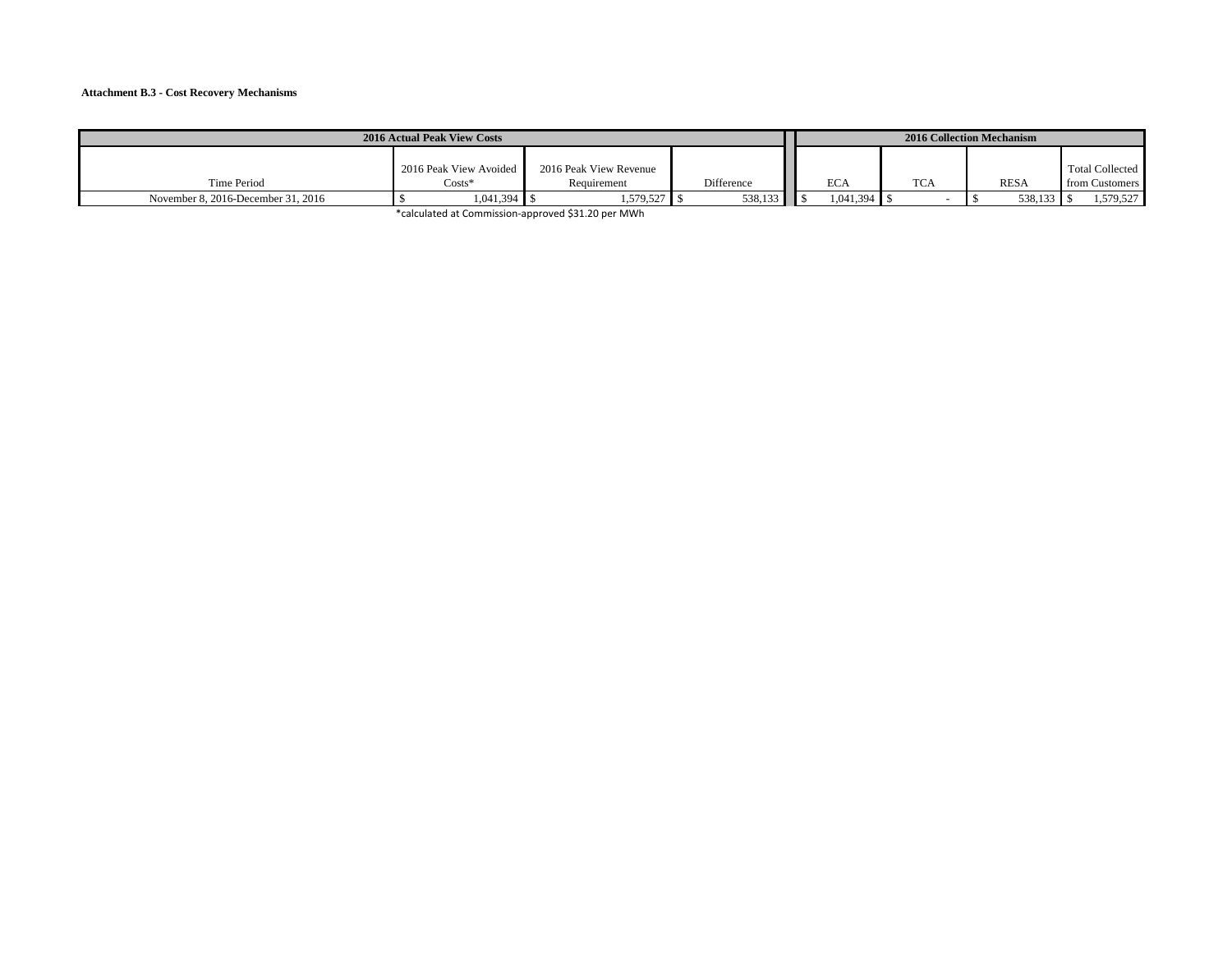**Attachment B.3 - Cost Recovery Mechanisms**

| 2016 Actual Peak View Costs | | | | 2016 Collection Mechanism | | | |
|---|---|---|---|---|---|---|---|
| Time Period | 2016 Peak View Avoided Costs* | 2016 Peak View Revenue Requirement | Difference | ECA | TCA | RESA | Total Collected from Customers |
| November 8, 2016-December 31, 2016 | $ 1,041,394 | $ 1,579,527 | $ 538,133 | $ 1,041,394 | $ - | $ 538,133 | $ 1,579,527 |

*calculated at Commission-approved $31.20 per MWh